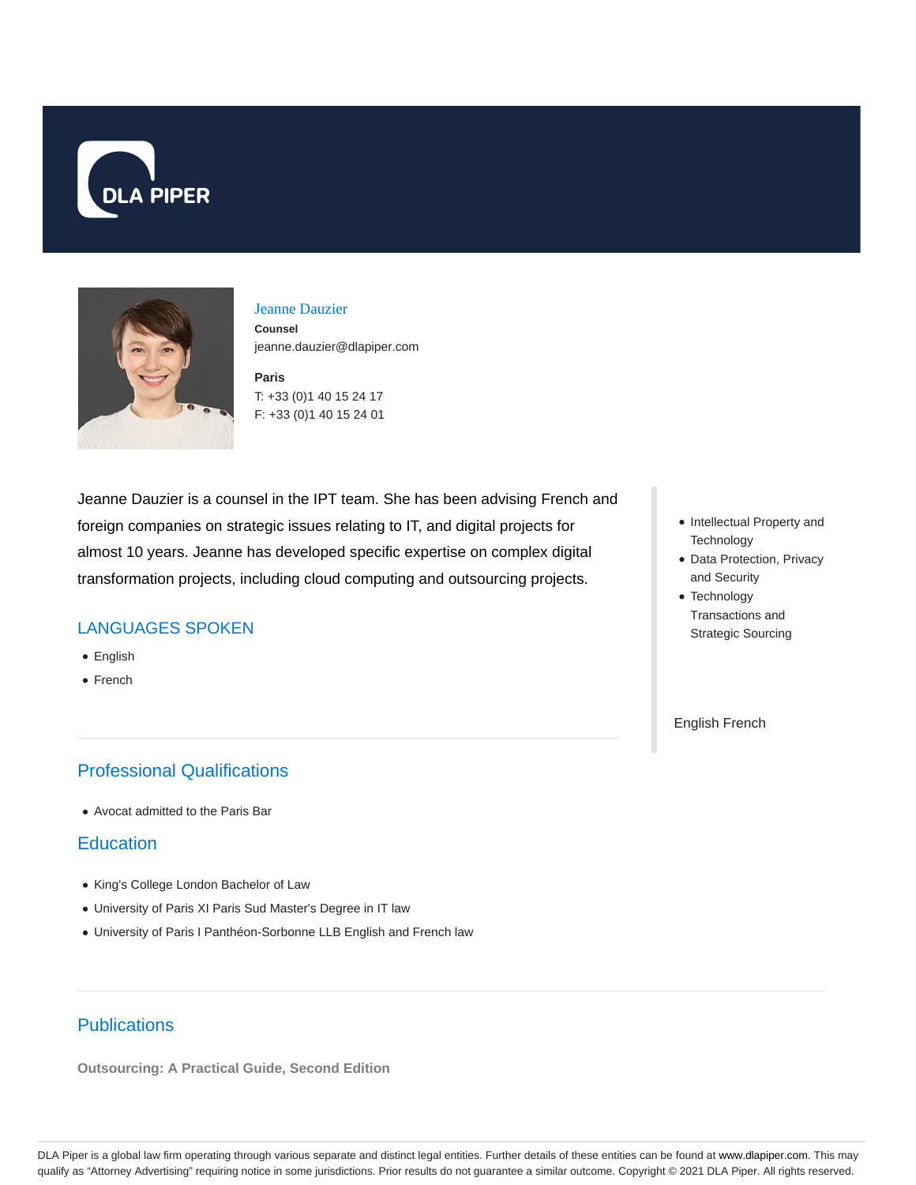# Jeanne Dauzier

**Counsel**

jeanne.dauzier@dlapiper.com

**Paris**

T: +33 (0)1 40 15 24 17

F: +33 (0)1 40 15 24 01

Jeanne Dauzier is a counsel in the IPT team. She has been advising French and foreign companies on strategic issues relating to IT, and digital projects for almost 10 years. Jeanne has developed specific expertise on complex digital transformation projects, including cloud computing and outsourcing projects.

- Intellectual Property and Technology
- Data Protection, Privacy and Security
- Technology Transactions and Strategic Sourcing

English French

## LANGUAGES SPOKEN

- English
- French

## Professional Qualifications

- Avocat admitted to the Paris Bar

## Education

- King's College London Bachelor of Law
- University of Paris XI Paris Sud Master's Degree in IT law
- University of Paris I Panthéon-Sorbonne LLB English and French law

## Publications

**Outsourcing: A Practical Guide, Second Edition**

DLA Piper is a global law firm operating through various separate and distinct legal entities. Further details of these entities can be found at www.dlapiper.com. This may qualify as "Attorney Advertising" requiring notice in some jurisdictions. Prior results do not guarantee a similar outcome. Copyright © 2021 DLA Piper. All rights reserved.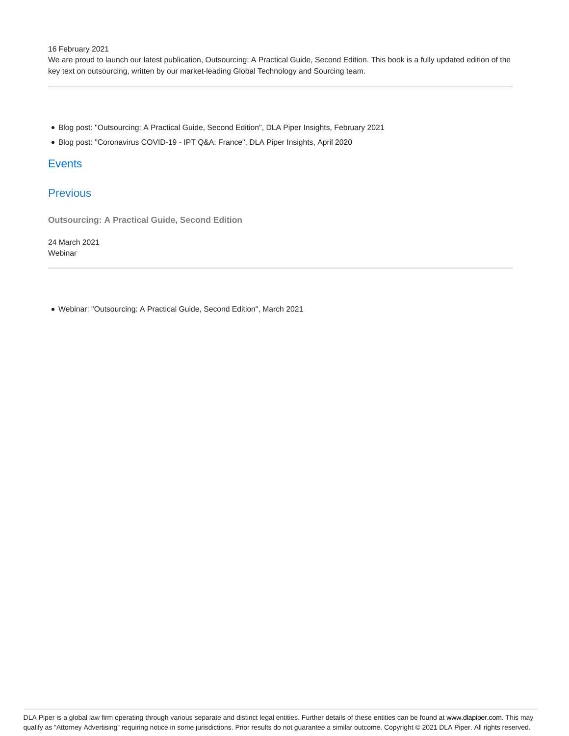16 February 2021
We are proud to launch our latest publication, Outsourcing: A Practical Guide, Second Edition. This book is a fully updated edition of the key text on outsourcing, written by our market-leading Global Technology and Sourcing team.

---

- Blog post: "Outsourcing: A Practical Guide, Second Edition", DLA Piper Insights, February 2021
- Blog post: "Coronavirus COVID-19 - IPT Q&A: France", DLA Piper Insights, April 2020

## Events

## Previous

**Outsourcing: A Practical Guide, Second Edition**

24 March 2021
Webinar

---

- Webinar: "Outsourcing: A Practical Guide, Second Edition", March 2021

DLA Piper is a global law firm operating through various separate and distinct legal entities. Further details of these entities can be found at www.dlapiper.com. This may qualify as "Attorney Advertising" requiring notice in some jurisdictions. Prior results do not guarantee a similar outcome. Copyright © 2021 DLA Piper. All rights reserved.